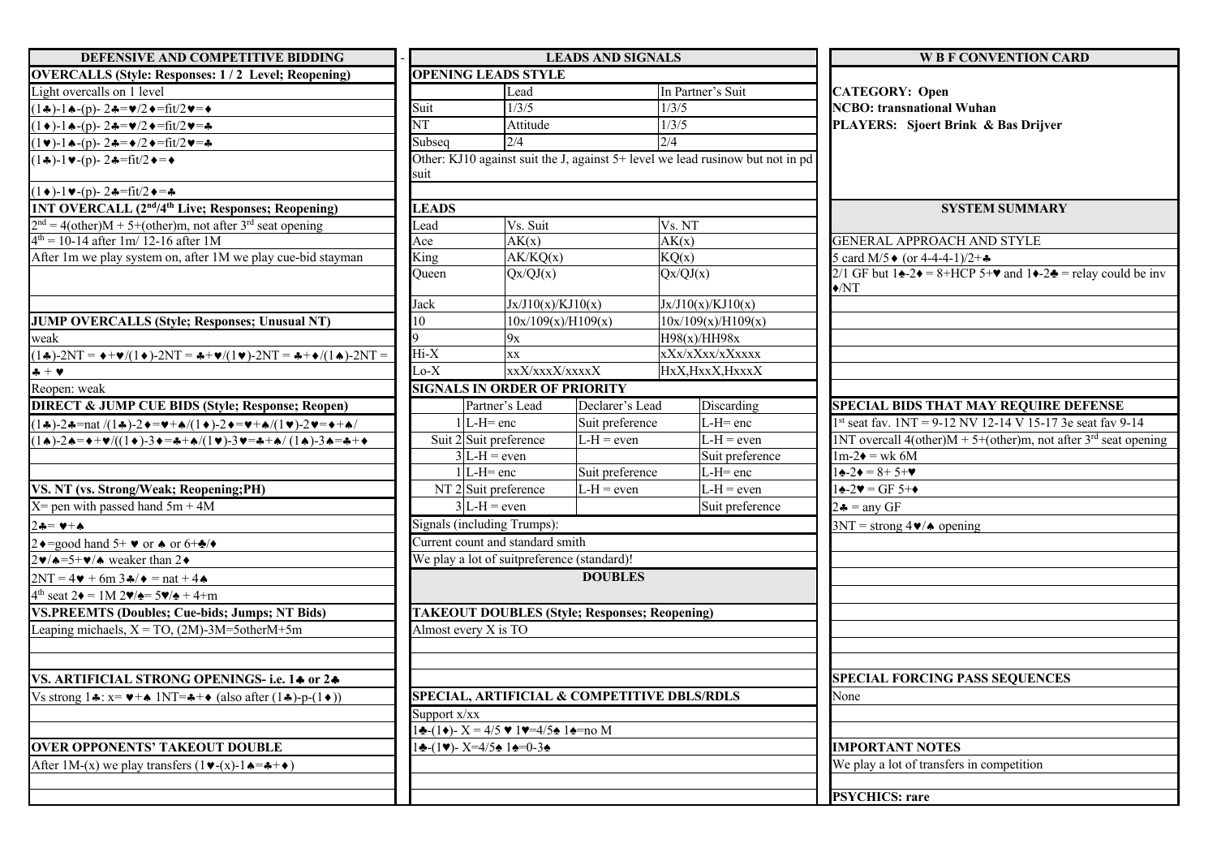## DEFENSIVE AND COMPETITIVE BIDDING

**OVERCALLS (Style: Responses: 1 / 2 Level; Reopening)**

Light overcalls on 1 level

(1♣)-1♠-(p)- 2♣=♥/2♦=fit/2♥=♦

(1♦)-1♠-(p)- 2♣=♥/2♦=fit/2♥=♣

(1♥)-1♠-(p)- 2♣=♦/2♦=fit/2♥=♣

(1♣)-1♥-(p)- 2♣=fit/2♦=♦

(1♦)-1♥-(p)- 2♣=fit/2♦=♣

**1NT OVERCALL (2nd/4th Live; Responses; Reopening)**

2nd = 4(other)M + 5+(other)m, not after 3rd seat opening

4th = 10-14 after 1m/ 12-16 after 1M

After 1m we play system on, after 1M we play cue-bid stayman

**JUMP OVERCALLS (Style; Responses; Unusual NT)**

weak

(1♣)-2NT = ♦+♥/(1♦)-2NT = ♣+♥/(1♥)-2NT = ♣+♦/(1♠)-2NT = ♣ + ♥

Reopen: weak

**DIRECT & JUMP CUE BIDS (Style; Response; Reopen)**

(1♣)-2♣=nat /(1♣)-2♦=♥+♠/(1♦)-2♦=♥+♠/(1♥)-2♥=♦+♠/

(1♠)-2♠=♦+♥/((1♦)-3♦=♣+♠/(1♥)-3♥=♣+♠/ (1♠)-3♠=♣+♦

**VS. NT (vs. Strong/Weak; Reopening;PH)**

X= pen with passed hand 5m + 4M

2♣= ♥+♠

2♦=good hand 5+ ♥ or ♠ or 6+♣/♦

2♥/♠=5+♥/♠ weaker than 2♦

2NT = 4♥ + 6m 3♣/♦ = nat + 4♠

4th seat 2♦ = 1M 2♥/♠= 5♥/♠ + 4+m

**VS.PREEMTS (Doubles; Cue-bids; Jumps; NT Bids)**

Leaping michaels, X = TO, (2M)-3M=5otherM+5m

**VS. ARTIFICIAL STRONG OPENINGS- i.e. 1♣ or 2♣**

Vs strong 1♣: x= ♥+♠ 1NT=♣+♦ (also after (1♣)-p-(1♦))

**OVER OPPONENTS' TAKEOUT DOUBLE**

After 1M-(x) we play transfers (1♥-(x)-1♠=♣+♦)

## LEADS AND SIGNALS

**OPENING LEADS STYLE**

| | Lead | In Partner's Suit |
|---|---|---|
| Suit | 1/3/5 | 1/3/5 |
| NT | Attitude | 1/3/5 |
| Subseq | 2/4 | 2/4 |

Other: KJ10 against suit the J, against 5+ level we lead rusinow but not in pd suit

**LEADS**

| Lead | Vs. Suit | Vs. NT |
|---|---|---|
| Ace | AK(x) | AK(x) |
| King | AK/KQ(x) | KQ(x) |
| Queen | Qx/QJ(x) | Qx/QJ(x) |
| Jack | Jx/J10(x)/KJ10(x) | Jx/J10(x)/KJ10(x) |
| 10 | 10x/109(x)/H109(x) | 10x/109(x)/H109(x) |
| 9 | 9x | H98(x)/HH98x |
| Hi-X | xx | xXx/xXxx/xXxxxx |
| Lo-X | xxX/xxxX/xxxxX | HxX,HxxX,HxxxX |

**SIGNALS IN ORDER OF PRIORITY**

| | | Partner's Lead | Declarer's Lead | Discarding |
|---|---|---|---|---|
| Suit | 1 | L-H= enc | Suit preference | L-H= enc |
| | 2 | Suit preference | L-H = even | L-H = even |
| | 3 | L-H = even | | Suit preference |
| NT | 1 | L-H= enc | Suit preference | L-H= enc |
| | 2 | Suit preference | L-H = even | L-H = even |
| | 3 | L-H = even | | Suit preference |

Signals (including Trumps):

Current count and standard smith

We play a lot of suitpreference (standard)!

## DOUBLES

**TAKEOUT DOUBLES (Style; Responses; Reopening)**

Almost every X is TO

**SPECIAL, ARTIFICIAL & COMPETITIVE DBLS/RDLS**

Support x/xx

1♣-(1♦)- X = 4/5 ♥ 1♥=4/5♠ 1♠=no M

1♣-(1♥)- X=4/5♠ 1♠=0-3♠

## W B F CONVENTION CARD

**CATEGORY: Open**

**NCBO: transnational Wuhan**

**PLAYERS: Sjoert Brink & Bas Drijver**

## SYSTEM SUMMARY

GENERAL APPROACH AND STYLE

5 card M/5♦ (or 4-4-4-1)/2+♣

2/1 GF but 1♠-2♦ = 8+HCP 5+♥ and 1♦-2♣ = relay could be inv ♦/NT

**SPECIAL BIDS THAT MAY REQUIRE DEFENSE**

1st seat fav. 1NT = 9-12 NV 12-14 V 15-17 3e seat fav 9-14

1NT overcall 4(other)M + 5+(other)m, not after 3rd seat opening

1m-2♦ = wk 6M

1♠-2♦ = 8+ 5+♥

1♠-2♥ = GF 5+♦

2♣ = any GF

3NT = strong 4♥/♠ opening

**SPECIAL FORCING PASS SEQUENCES**

None

**IMPORTANT NOTES**

We play a lot of transfers in competition

**PSYCHICS: rare**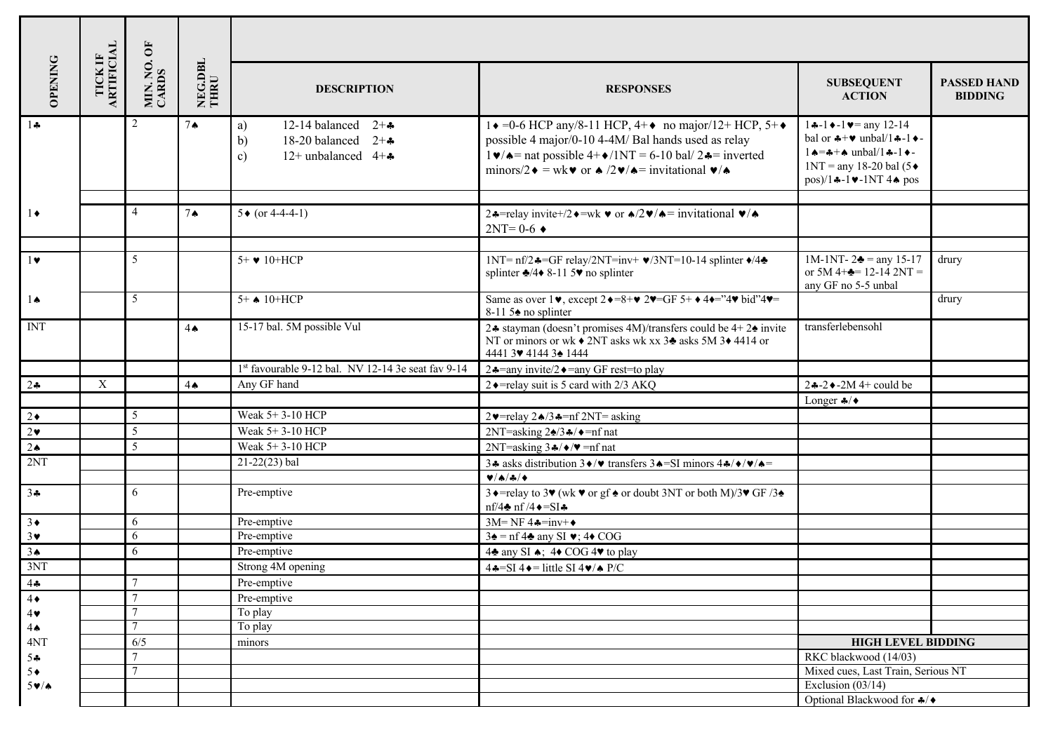| OPENING | TICK IF ARTIFICIAL | MIN. NO. OF CARDS | NEG.DBL THRU | DESCRIPTION | RESPONSES | SUBSEQUENT ACTION | PASSED HAND BIDDING |
|---|---|---|---|---|---|---|---|
| 1♣ | | 2 | 7♠ | a) 12-14 balanced 2+♣<br>b) 18-20 balanced 2+♣<br>c) 12+ unbalanced 4+♣ | 1♦ =0-6 HCP any/8-11 HCP, 4+♦ no major/12+ HCP, 5+♦ possible 4 major/0-10 4-4M/ Bal hands used as relay 1♥/♠= nat possible 4+♦/1NT = 6-10 bal/ 2♣= inverted minors/2♦ = wk♥ or ♠ /2♥/♠= invitational ♥/♠ | 1♣-1♦-1♥= any 12-14 bal or ♣+♥ unbal/1♣-1♦-1♠=♣+♠ unbal/1♣-1♦-1NT = any 18-20 bal (5♦ pos)/1♣-1♥-1NT 4♠ pos | |
| | | | | | | | |
| 1♦ | | 4 | 7♠ | 5♦ (or 4-4-4-1) | 2♣=relay invite+/2♦=wk ♥ or ♠/2♥/♠= invitational ♥/♠ 2NT= 0-6 ♦ | | |
| | | | | | | | |
| 1♥ | | 5 | | 5+ ♥ 10+HCP | 1NT= nf/2♣=GF relay/2NT=inv+ ♥/3NT=10-14 splinter ♦/4♣ splinter ♣/4♦ 8-11 5♥ no splinter | 1M-1NT- 2♣ = any 15-17 or 5M 4+♣= 12-14 2NT = any GF no 5-5 unbal | drury |
| 1♠ | | 5 | | 5+ ♠ 10+HCP | Same as over 1♥, except 2♦=8+♥ 2♥=GF 5+ ♦ 4♦="4♥ bid"4♥= 8-11 5♠ no splinter | | drury |
| INT | | | 4♠ | 15-17 bal. 5M possible Vul | 2♣ stayman (doesn't promises 4M)/transfers could be 4+ 2♠ invite NT or minors or wk ♦ 2NT asks wk xx 3♣ asks 5M 3♦ 4414 or 4441 3♥ 4144 3♠ 1444 | transferlebensohl | |
| | | | | 1st favourable 9-12 bal. NV 12-14 3e seat fav 9-14 | 2♣=any invite/2♦=any GF rest=to play | | |
| 2♣ | X | | 4♠ | Any GF hand | 2♦=relay suit is 5 card with 2/3 AKQ | 2♣-2♦-2M 4+ could be | |
| | | | | | | Longer ♣/♦ | |
| 2♦ | | 5 | | Weak 5+ 3-10 HCP | 2♥=relay 2♠/3♣=nf 2NT= asking | | |
| 2♥ | | 5 | | Weak 5+ 3-10 HCP | 2NT=asking 2♠/3♣/♦=nf nat | | |
| 2♠ | | 5 | | Weak 5+ 3-10 HCP | 2NT=asking 3♣/♦/♥ =nf nat | | |
| 2NT | | | | 21-22(23) bal | 3♣ asks distribution 3♦/♥ transfers 3♠=SI minors 4♣/♦/♥/♠= | | |
| | | | | | ♥/♠/♣/♦ | | |
| 3♣ | | 6 | | Pre-emptive | 3♦=relay to 3♥ (wk ♥ or gf ♠ or doubt 3NT or both M)/3♥ GF /3♠ nf/4♣ nf /4♦=SI♣ | | |
| 3♦ | | 6 | | Pre-emptive | 3M= NF 4♣=inv+♦ | | |
| 3♥ | | 6 | | Pre-emptive | 3♠ = nf 4♣ any SI ♥; 4♦ COG | | |
| 3♠ | | 6 | | Pre-emptive | 4♣ any SI ♠; 4♦ COG 4♥ to play | | |
| 3NT | | | | Strong 4M opening | 4♣=SI 4♦= little SI 4♥/♠ P/C | | |
| 4♣ | | 7 | | Pre-emptive | | | |
| 4♦ | | 7 | | Pre-emptive | | | |
| 4♥ | | 7 | | To play | | | |
| 4♠ | | 7 | | To play | | | |
| 4NT | | 6/5 | | minors | | **HIGH LEVEL BIDDING** | |
| 5♣ | | 7 | | | | RKC blackwood (14/03) | |
| 5♦ | | 7 | | | | Mixed cues, Last Train, Serious NT | |
| 5♥/♠ | | | | | | Exclusion (03/14) | |
| | | | | | | Optional Blackwood for ♣/♦ | |